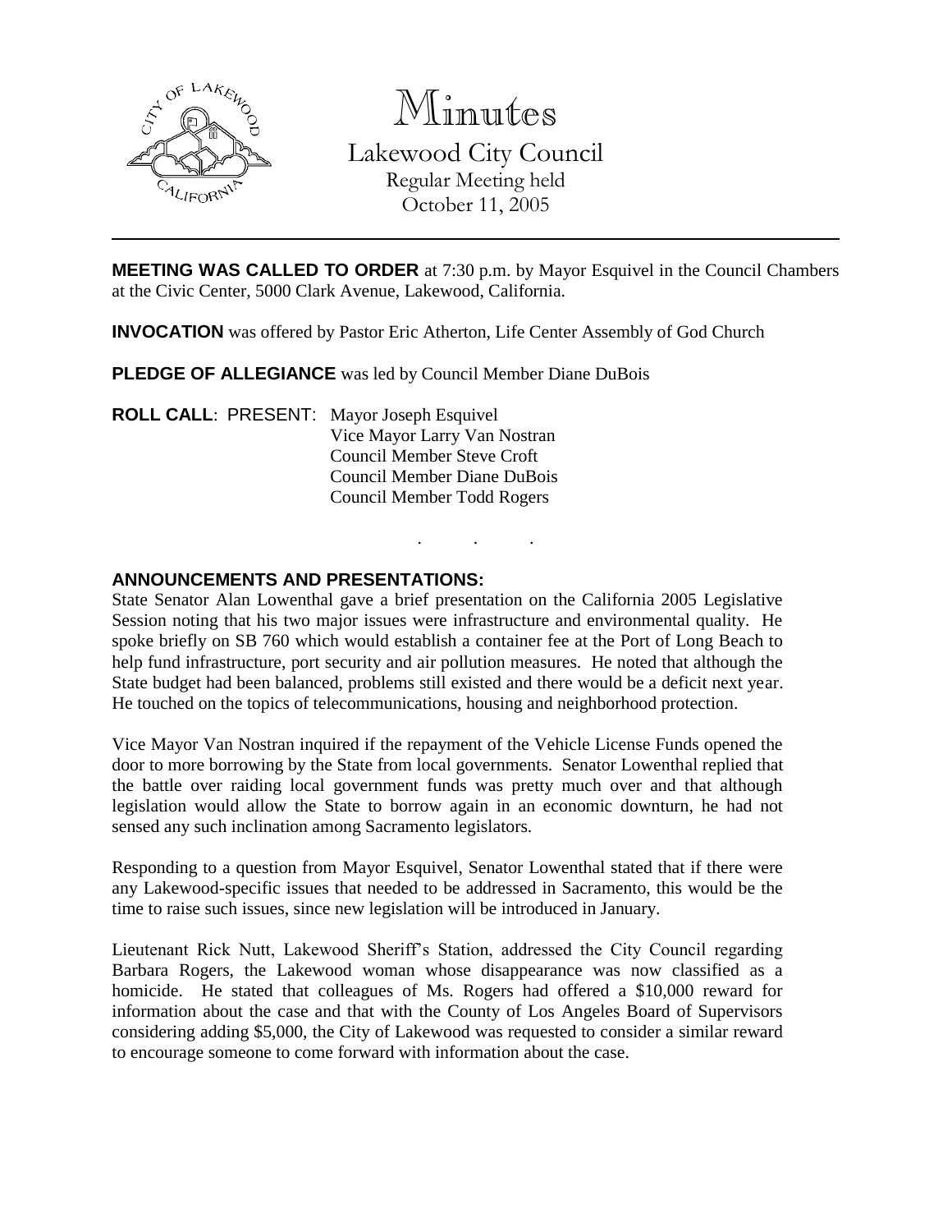# Minutes

## Lakewood City Council

Regular Meeting held
October 11, 2005

---

**MEETING WAS CALLED TO ORDER** at 7:30 p.m. by Mayor Esquivel in the Council Chambers at the Civic Center, 5000 Clark Avenue, Lakewood, California.

**INVOCATION** was offered by Pastor Eric Atherton, Life Center Assembly of God Church

**PLEDGE OF ALLEGIANCE** was led by Council Member Diane DuBois

**ROLL CALL**: PRESENT: Mayor Joseph Esquivel
Vice Mayor Larry Van Nostran
Council Member Steve Croft
Council Member Diane DuBois
Council Member Todd Rogers

. . .

**ANNOUNCEMENTS AND PRESENTATIONS:**

State Senator Alan Lowenthal gave a brief presentation on the California 2005 Legislative Session noting that his two major issues were infrastructure and environmental quality. He spoke briefly on SB 760 which would establish a container fee at the Port of Long Beach to help fund infrastructure, port security and air pollution measures. He noted that although the State budget had been balanced, problems still existed and there would be a deficit next year. He touched on the topics of telecommunications, housing and neighborhood protection.

Vice Mayor Van Nostran inquired if the repayment of the Vehicle License Funds opened the door to more borrowing by the State from local governments. Senator Lowenthal replied that the battle over raiding local government funds was pretty much over and that although legislation would allow the State to borrow again in an economic downturn, he had not sensed any such inclination among Sacramento legislators.

Responding to a question from Mayor Esquivel, Senator Lowenthal stated that if there were any Lakewood-specific issues that needed to be addressed in Sacramento, this would be the time to raise such issues, since new legislation will be introduced in January.

Lieutenant Rick Nutt, Lakewood Sheriff's Station, addressed the City Council regarding Barbara Rogers, the Lakewood woman whose disappearance was now classified as a homicide. He stated that colleagues of Ms. Rogers had offered a $10,000 reward for information about the case and that with the County of Los Angeles Board of Supervisors considering adding $5,000, the City of Lakewood was requested to consider a similar reward to encourage someone to come forward with information about the case.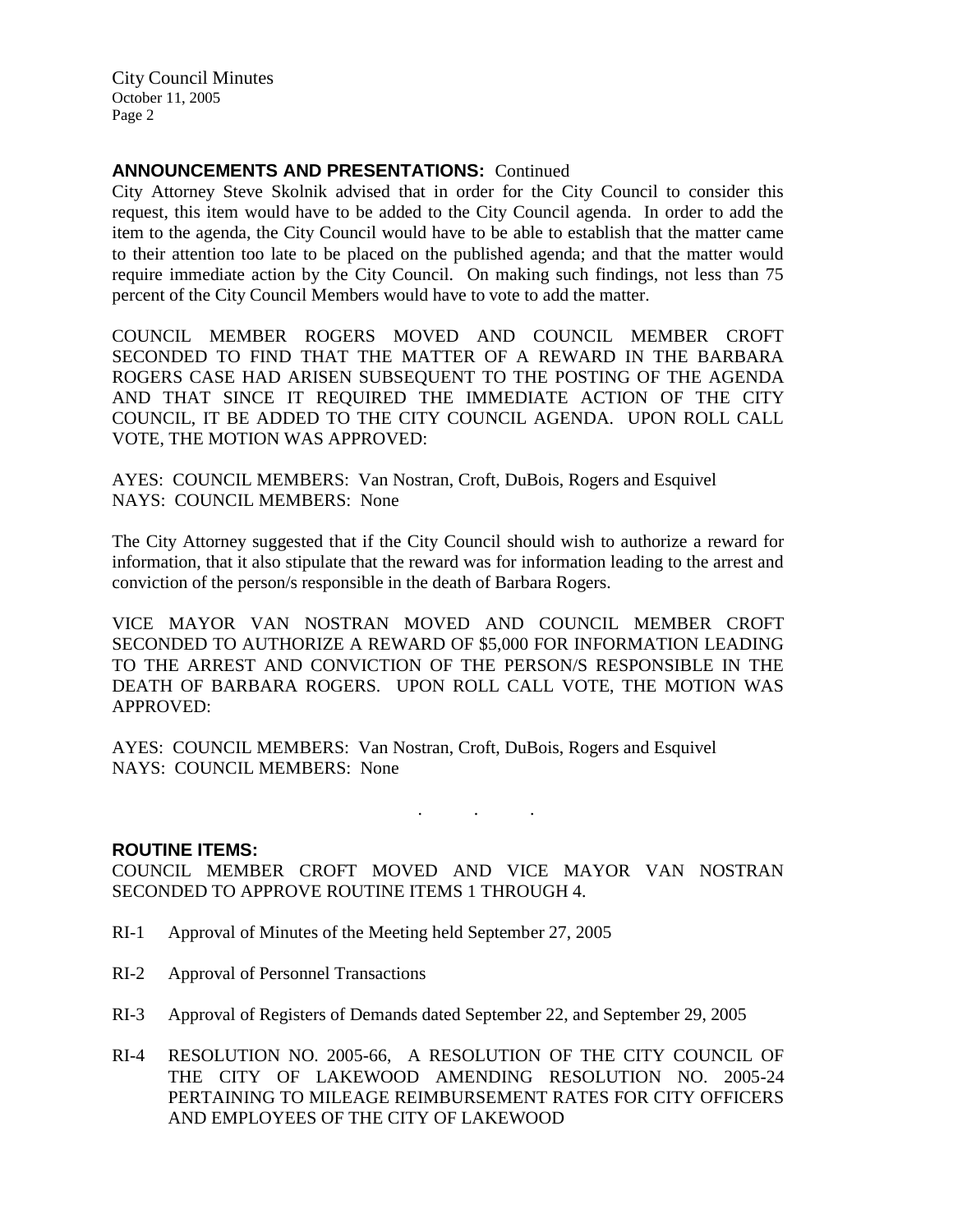**ANNOUNCEMENTS AND PRESENTATIONS:** Continued

City Attorney Steve Skolnik advised that in order for the City Council to consider this request, this item would have to be added to the City Council agenda. In order to add the item to the agenda, the City Council would have to be able to establish that the matter came to their attention too late to be placed on the published agenda; and that the matter would require immediate action by the City Council. On making such findings, not less than 75 percent of the City Council Members would have to vote to add the matter.

COUNCIL MEMBER ROGERS MOVED AND COUNCIL MEMBER CROFT SECONDED TO FIND THAT THE MATTER OF A REWARD IN THE BARBARA ROGERS CASE HAD ARISEN SUBSEQUENT TO THE POSTING OF THE AGENDA AND THAT SINCE IT REQUIRED THE IMMEDIATE ACTION OF THE CITY COUNCIL, IT BE ADDED TO THE CITY COUNCIL AGENDA. UPON ROLL CALL VOTE, THE MOTION WAS APPROVED:

AYES: COUNCIL MEMBERS: Van Nostran, Croft, DuBois, Rogers and Esquivel
NAYS: COUNCIL MEMBERS: None

The City Attorney suggested that if the City Council should wish to authorize a reward for information, that it also stipulate that the reward was for information leading to the arrest and conviction of the person/s responsible in the death of Barbara Rogers.

VICE MAYOR VAN NOSTRAN MOVED AND COUNCIL MEMBER CROFT SECONDED TO AUTHORIZE A REWARD OF $5,000 FOR INFORMATION LEADING TO THE ARREST AND CONVICTION OF THE PERSON/S RESPONSIBLE IN THE DEATH OF BARBARA ROGERS. UPON ROLL CALL VOTE, THE MOTION WAS APPROVED:

AYES: COUNCIL MEMBERS: Van Nostran, Croft, DuBois, Rogers and Esquivel
NAYS: COUNCIL MEMBERS: None

. . .

**ROUTINE ITEMS:**

COUNCIL MEMBER CROFT MOVED AND VICE MAYOR VAN NOSTRAN SECONDED TO APPROVE ROUTINE ITEMS 1 THROUGH 4.

RI-1 Approval of Minutes of the Meeting held September 27, 2005

RI-2 Approval of Personnel Transactions

RI-3 Approval of Registers of Demands dated September 22, and September 29, 2005

RI-4 RESOLUTION NO. 2005-66, A RESOLUTION OF THE CITY COUNCIL OF THE CITY OF LAKEWOOD AMENDING RESOLUTION NO. 2005-24 PERTAINING TO MILEAGE REIMBURSEMENT RATES FOR CITY OFFICERS AND EMPLOYEES OF THE CITY OF LAKEWOOD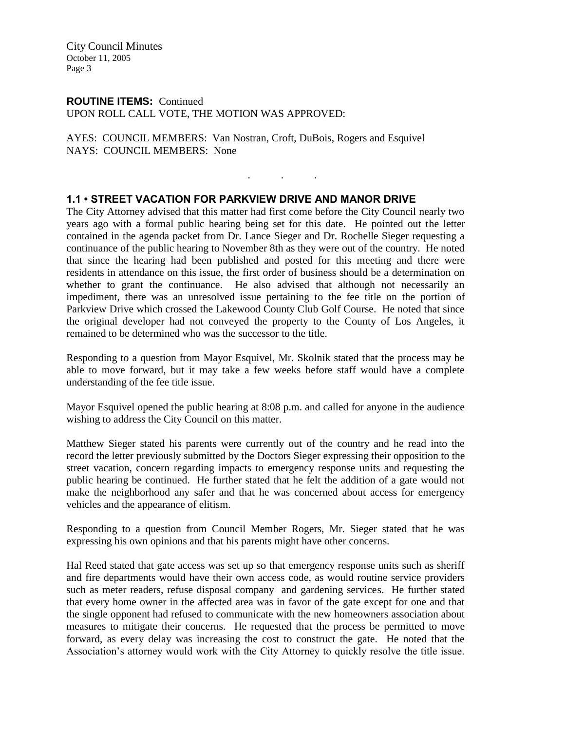**ROUTINE ITEMS:** Continued
UPON ROLL CALL VOTE, THE MOTION WAS APPROVED:

AYES: COUNCIL MEMBERS: Van Nostran, Croft, DuBois, Rogers and Esquivel
NAYS: COUNCIL MEMBERS: None

. . .

### 1.1 • STREET VACATION FOR PARKVIEW DRIVE AND MANOR DRIVE

The City Attorney advised that this matter had first come before the City Council nearly two years ago with a formal public hearing being set for this date. He pointed out the letter contained in the agenda packet from Dr. Lance Sieger and Dr. Rochelle Sieger requesting a continuance of the public hearing to November 8th as they were out of the country. He noted that since the hearing had been published and posted for this meeting and there were residents in attendance on this issue, the first order of business should be a determination on whether to grant the continuance. He also advised that although not necessarily an impediment, there was an unresolved issue pertaining to the fee title on the portion of Parkview Drive which crossed the Lakewood County Club Golf Course. He noted that since the original developer had not conveyed the property to the County of Los Angeles, it remained to be determined who was the successor to the title.

Responding to a question from Mayor Esquivel, Mr. Skolnik stated that the process may be able to move forward, but it may take a few weeks before staff would have a complete understanding of the fee title issue.

Mayor Esquivel opened the public hearing at 8:08 p.m. and called for anyone in the audience wishing to address the City Council on this matter.

Matthew Sieger stated his parents were currently out of the country and he read into the record the letter previously submitted by the Doctors Sieger expressing their opposition to the street vacation, concern regarding impacts to emergency response units and requesting the public hearing be continued. He further stated that he felt the addition of a gate would not make the neighborhood any safer and that he was concerned about access for emergency vehicles and the appearance of elitism.

Responding to a question from Council Member Rogers, Mr. Sieger stated that he was expressing his own opinions and that his parents might have other concerns.

Hal Reed stated that gate access was set up so that emergency response units such as sheriff and fire departments would have their own access code, as would routine service providers such as meter readers, refuse disposal company and gardening services. He further stated that every home owner in the affected area was in favor of the gate except for one and that the single opponent had refused to communicate with the new homeowners association about measures to mitigate their concerns. He requested that the process be permitted to move forward, as every delay was increasing the cost to construct the gate. He noted that the Association's attorney would work with the City Attorney to quickly resolve the title issue.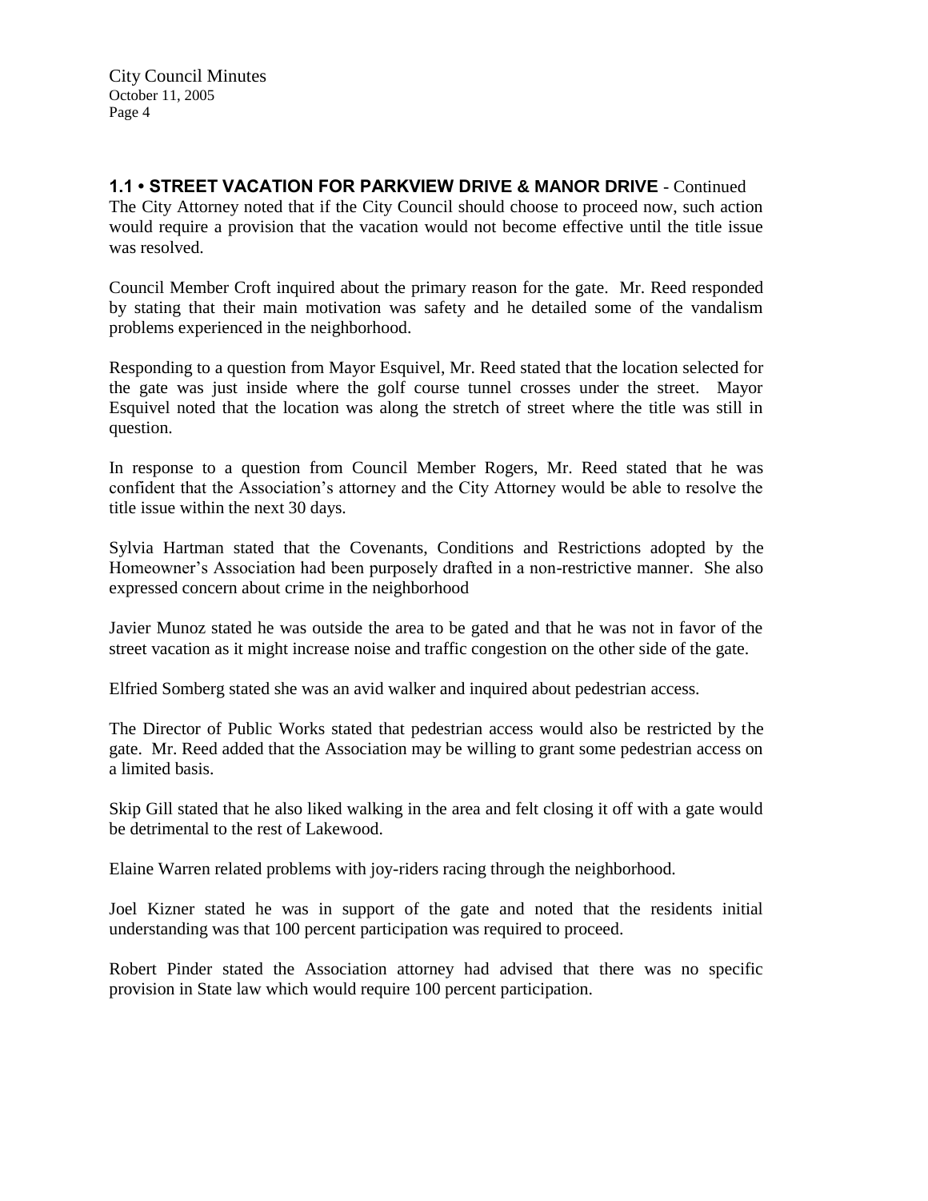**1.1 • STREET VACATION FOR PARKVIEW DRIVE & MANOR DRIVE** - Continued

The City Attorney noted that if the City Council should choose to proceed now, such action would require a provision that the vacation would not become effective until the title issue was resolved.

Council Member Croft inquired about the primary reason for the gate. Mr. Reed responded by stating that their main motivation was safety and he detailed some of the vandalism problems experienced in the neighborhood.

Responding to a question from Mayor Esquivel, Mr. Reed stated that the location selected for the gate was just inside where the golf course tunnel crosses under the street. Mayor Esquivel noted that the location was along the stretch of street where the title was still in question.

In response to a question from Council Member Rogers, Mr. Reed stated that he was confident that the Association's attorney and the City Attorney would be able to resolve the title issue within the next 30 days.

Sylvia Hartman stated that the Covenants, Conditions and Restrictions adopted by the Homeowner's Association had been purposely drafted in a non-restrictive manner. She also expressed concern about crime in the neighborhood

Javier Munoz stated he was outside the area to be gated and that he was not in favor of the street vacation as it might increase noise and traffic congestion on the other side of the gate.

Elfried Somberg stated she was an avid walker and inquired about pedestrian access.

The Director of Public Works stated that pedestrian access would also be restricted by the gate. Mr. Reed added that the Association may be willing to grant some pedestrian access on a limited basis.

Skip Gill stated that he also liked walking in the area and felt closing it off with a gate would be detrimental to the rest of Lakewood.

Elaine Warren related problems with joy-riders racing through the neighborhood.

Joel Kizner stated he was in support of the gate and noted that the residents initial understanding was that 100 percent participation was required to proceed.

Robert Pinder stated the Association attorney had advised that there was no specific provision in State law which would require 100 percent participation.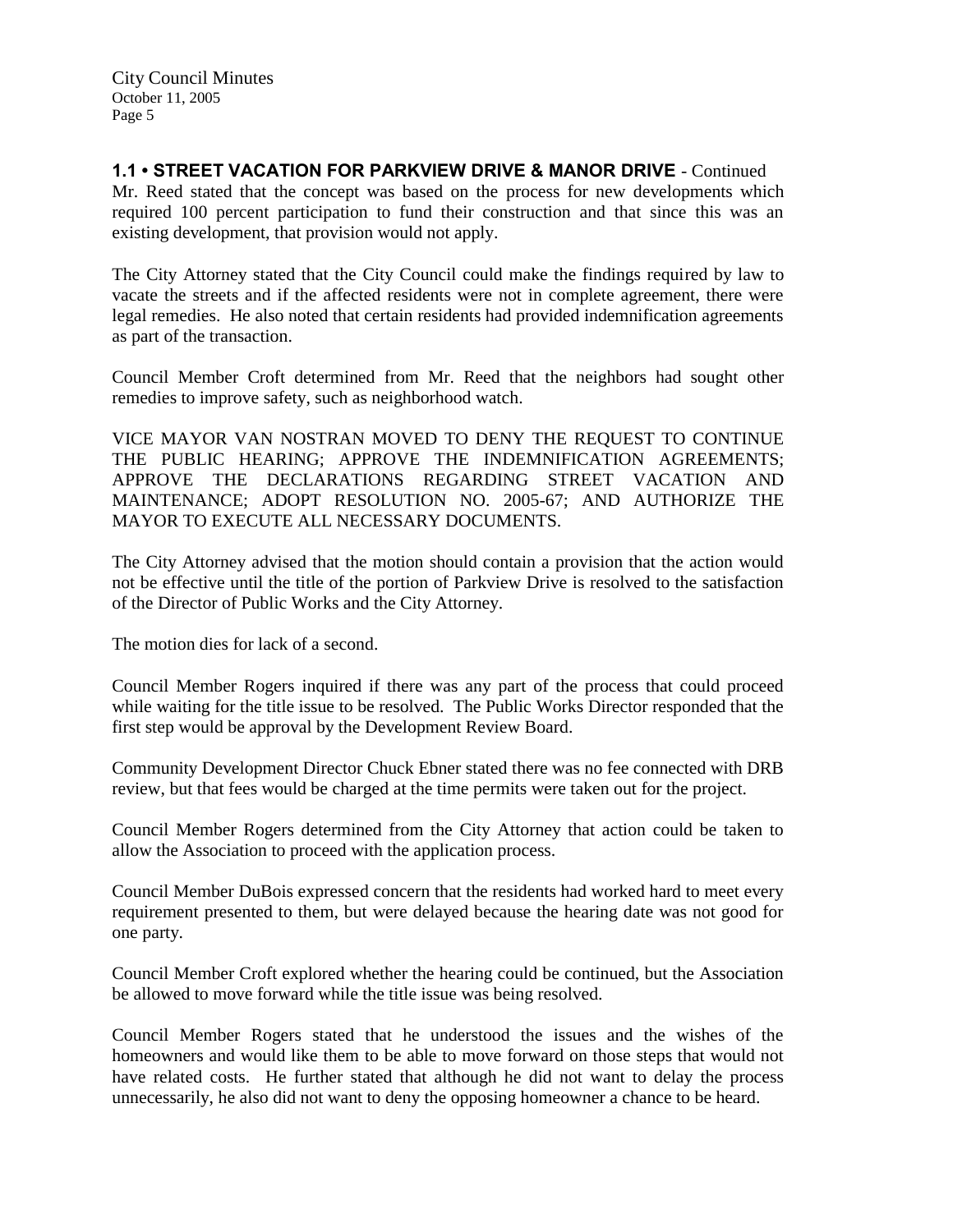**1.1 • STREET VACATION FOR PARKVIEW DRIVE & MANOR DRIVE** - Continued

Mr. Reed stated that the concept was based on the process for new developments which required 100 percent participation to fund their construction and that since this was an existing development, that provision would not apply.

The City Attorney stated that the City Council could make the findings required by law to vacate the streets and if the affected residents were not in complete agreement, there were legal remedies. He also noted that certain residents had provided indemnification agreements as part of the transaction.

Council Member Croft determined from Mr. Reed that the neighbors had sought other remedies to improve safety, such as neighborhood watch.

VICE MAYOR VAN NOSTRAN MOVED TO DENY THE REQUEST TO CONTINUE THE PUBLIC HEARING; APPROVE THE INDEMNIFICATION AGREEMENTS; APPROVE THE DECLARATIONS REGARDING STREET VACATION AND MAINTENANCE; ADOPT RESOLUTION NO. 2005-67; AND AUTHORIZE THE MAYOR TO EXECUTE ALL NECESSARY DOCUMENTS.

The City Attorney advised that the motion should contain a provision that the action would not be effective until the title of the portion of Parkview Drive is resolved to the satisfaction of the Director of Public Works and the City Attorney.

The motion dies for lack of a second.

Council Member Rogers inquired if there was any part of the process that could proceed while waiting for the title issue to be resolved. The Public Works Director responded that the first step would be approval by the Development Review Board.

Community Development Director Chuck Ebner stated there was no fee connected with DRB review, but that fees would be charged at the time permits were taken out for the project.

Council Member Rogers determined from the City Attorney that action could be taken to allow the Association to proceed with the application process.

Council Member DuBois expressed concern that the residents had worked hard to meet every requirement presented to them, but were delayed because the hearing date was not good for one party.

Council Member Croft explored whether the hearing could be continued, but the Association be allowed to move forward while the title issue was being resolved.

Council Member Rogers stated that he understood the issues and the wishes of the homeowners and would like them to be able to move forward on those steps that would not have related costs. He further stated that although he did not want to delay the process unnecessarily, he also did not want to deny the opposing homeowner a chance to be heard.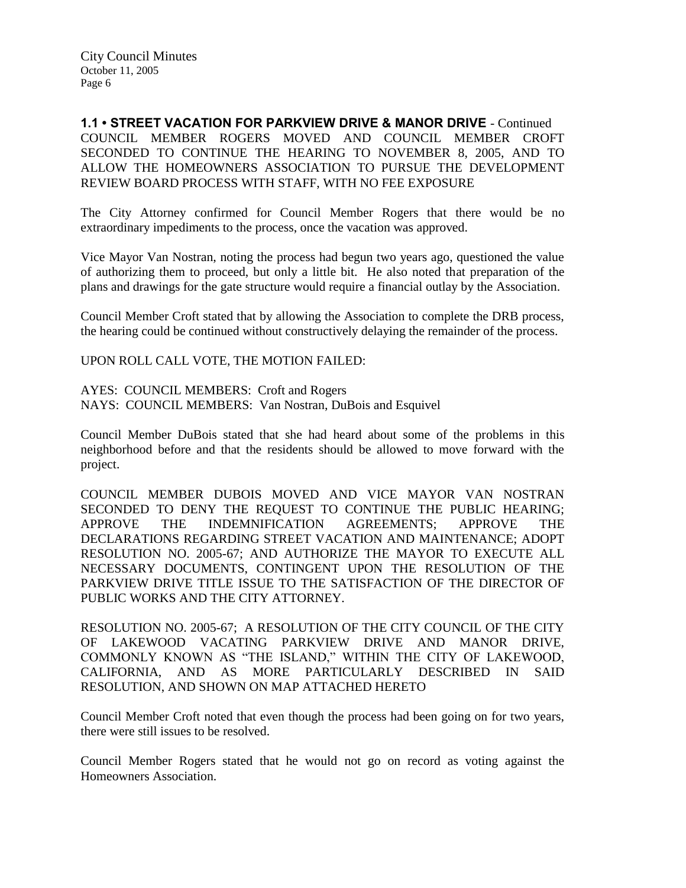**1.1 • STREET VACATION FOR PARKVIEW DRIVE & MANOR DRIVE** - Continued

COUNCIL MEMBER ROGERS MOVED AND COUNCIL MEMBER CROFT SECONDED TO CONTINUE THE HEARING TO NOVEMBER 8, 2005, AND TO ALLOW THE HOMEOWNERS ASSOCIATION TO PURSUE THE DEVELOPMENT REVIEW BOARD PROCESS WITH STAFF, WITH NO FEE EXPOSURE

The City Attorney confirmed for Council Member Rogers that there would be no extraordinary impediments to the process, once the vacation was approved.

Vice Mayor Van Nostran, noting the process had begun two years ago, questioned the value of authorizing them to proceed, but only a little bit. He also noted that preparation of the plans and drawings for the gate structure would require a financial outlay by the Association.

Council Member Croft stated that by allowing the Association to complete the DRB process, the hearing could be continued without constructively delaying the remainder of the process.

UPON ROLL CALL VOTE, THE MOTION FAILED:

AYES: COUNCIL MEMBERS: Croft and Rogers
NAYS: COUNCIL MEMBERS: Van Nostran, DuBois and Esquivel

Council Member DuBois stated that she had heard about some of the problems in this neighborhood before and that the residents should be allowed to move forward with the project.

COUNCIL MEMBER DUBOIS MOVED AND VICE MAYOR VAN NOSTRAN SECONDED TO DENY THE REQUEST TO CONTINUE THE PUBLIC HEARING; APPROVE THE INDEMNIFICATION AGREEMENTS; APPROVE THE DECLARATIONS REGARDING STREET VACATION AND MAINTENANCE; ADOPT RESOLUTION NO. 2005-67; AND AUTHORIZE THE MAYOR TO EXECUTE ALL NECESSARY DOCUMENTS, CONTINGENT UPON THE RESOLUTION OF THE PARKVIEW DRIVE TITLE ISSUE TO THE SATISFACTION OF THE DIRECTOR OF PUBLIC WORKS AND THE CITY ATTORNEY.

RESOLUTION NO. 2005-67; A RESOLUTION OF THE CITY COUNCIL OF THE CITY OF LAKEWOOD VACATING PARKVIEW DRIVE AND MANOR DRIVE, COMMONLY KNOWN AS "THE ISLAND," WITHIN THE CITY OF LAKEWOOD, CALIFORNIA, AND AS MORE PARTICULARLY DESCRIBED IN SAID RESOLUTION, AND SHOWN ON MAP ATTACHED HERETO

Council Member Croft noted that even though the process had been going on for two years, there were still issues to be resolved.

Council Member Rogers stated that he would not go on record as voting against the Homeowners Association.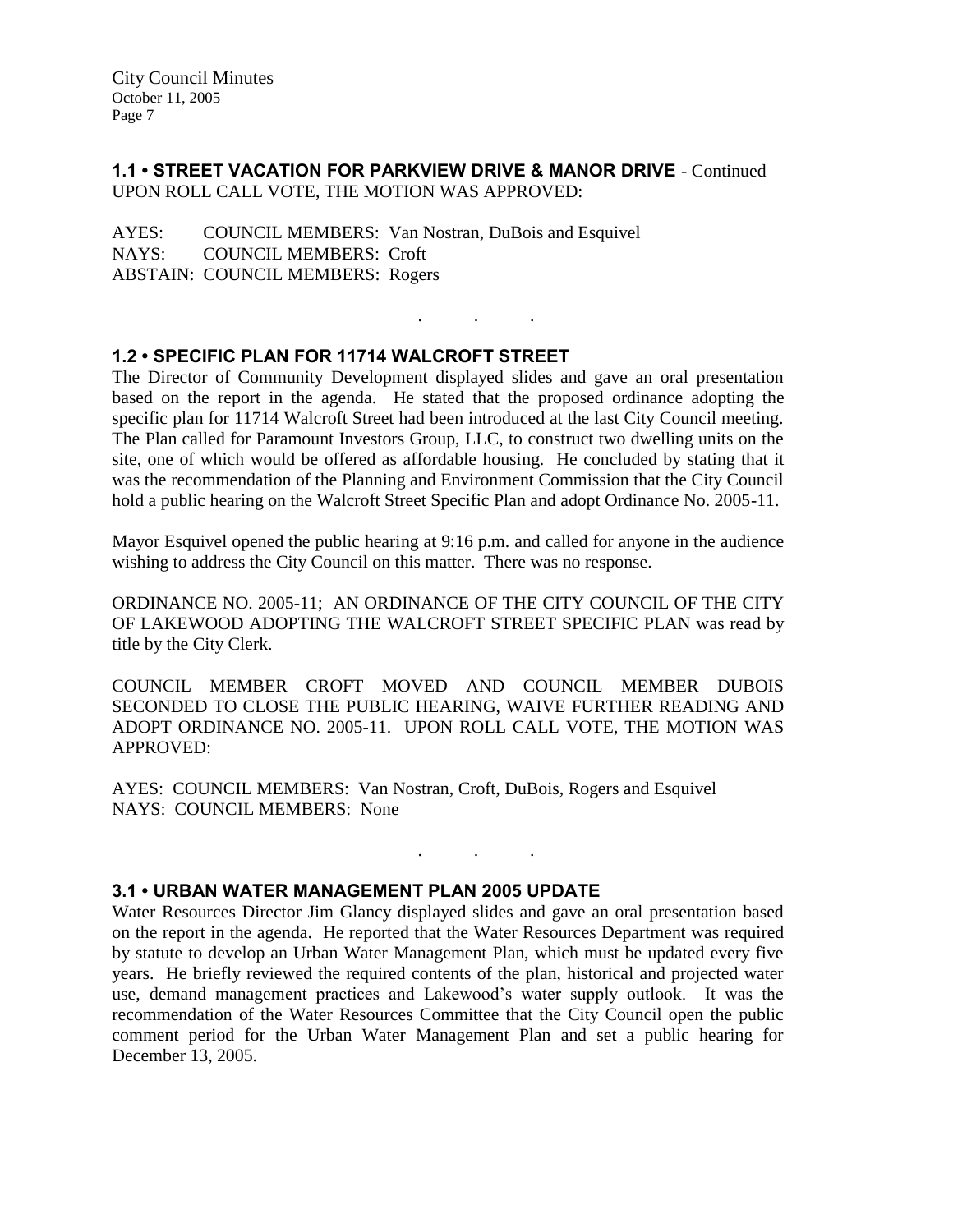### 1.1 • STREET VACATION FOR PARKVIEW DRIVE & MANOR DRIVE - Continued

UPON ROLL CALL VOTE, THE MOTION WAS APPROVED:

AYES: COUNCIL MEMBERS: Van Nostran, DuBois and Esquivel
NAYS: COUNCIL MEMBERS: Croft
ABSTAIN: COUNCIL MEMBERS: Rogers

. . .

### 1.2 • SPECIFIC PLAN FOR 11714 WALCROFT STREET

The Director of Community Development displayed slides and gave an oral presentation based on the report in the agenda. He stated that the proposed ordinance adopting the specific plan for 11714 Walcroft Street had been introduced at the last City Council meeting. The Plan called for Paramount Investors Group, LLC, to construct two dwelling units on the site, one of which would be offered as affordable housing. He concluded by stating that it was the recommendation of the Planning and Environment Commission that the City Council hold a public hearing on the Walcroft Street Specific Plan and adopt Ordinance No. 2005-11.

Mayor Esquivel opened the public hearing at 9:16 p.m. and called for anyone in the audience wishing to address the City Council on this matter. There was no response.

ORDINANCE NO. 2005-11; AN ORDINANCE OF THE CITY COUNCIL OF THE CITY OF LAKEWOOD ADOPTING THE WALCROFT STREET SPECIFIC PLAN was read by title by the City Clerk.

COUNCIL MEMBER CROFT MOVED AND COUNCIL MEMBER DUBOIS SECONDED TO CLOSE THE PUBLIC HEARING, WAIVE FURTHER READING AND ADOPT ORDINANCE NO. 2005-11. UPON ROLL CALL VOTE, THE MOTION WAS APPROVED:

AYES: COUNCIL MEMBERS: Van Nostran, Croft, DuBois, Rogers and Esquivel
NAYS: COUNCIL MEMBERS: None

. . .

### 3.1 • URBAN WATER MANAGEMENT PLAN 2005 UPDATE

Water Resources Director Jim Glancy displayed slides and gave an oral presentation based on the report in the agenda. He reported that the Water Resources Department was required by statute to develop an Urban Water Management Plan, which must be updated every five years. He briefly reviewed the required contents of the plan, historical and projected water use, demand management practices and Lakewood's water supply outlook. It was the recommendation of the Water Resources Committee that the City Council open the public comment period for the Urban Water Management Plan and set a public hearing for December 13, 2005.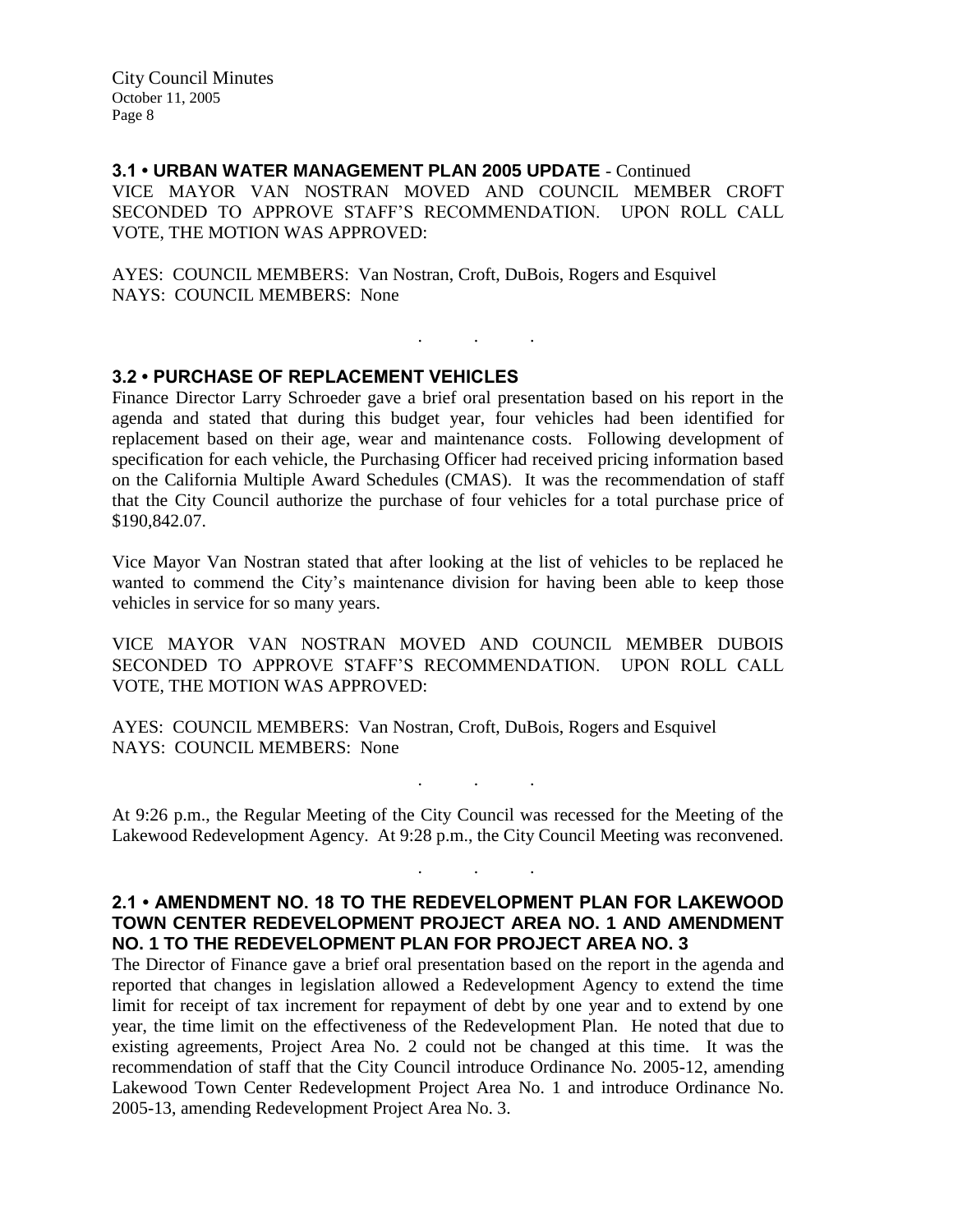**3.1 • URBAN WATER MANAGEMENT PLAN 2005 UPDATE** - Continued

VICE MAYOR VAN NOSTRAN MOVED AND COUNCIL MEMBER CROFT SECONDED TO APPROVE STAFF'S RECOMMENDATION. UPON ROLL CALL VOTE, THE MOTION WAS APPROVED:

AYES: COUNCIL MEMBERS: Van Nostran, Croft, DuBois, Rogers and Esquivel
NAYS: COUNCIL MEMBERS: None

. . .

## 3.2 • PURCHASE OF REPLACEMENT VEHICLES

Finance Director Larry Schroeder gave a brief oral presentation based on his report in the agenda and stated that during this budget year, four vehicles had been identified for replacement based on their age, wear and maintenance costs. Following development of specification for each vehicle, the Purchasing Officer had received pricing information based on the California Multiple Award Schedules (CMAS). It was the recommendation of staff that the City Council authorize the purchase of four vehicles for a total purchase price of $190,842.07.

Vice Mayor Van Nostran stated that after looking at the list of vehicles to be replaced he wanted to commend the City's maintenance division for having been able to keep those vehicles in service for so many years.

VICE MAYOR VAN NOSTRAN MOVED AND COUNCIL MEMBER DUBOIS SECONDED TO APPROVE STAFF'S RECOMMENDATION. UPON ROLL CALL VOTE, THE MOTION WAS APPROVED:

AYES: COUNCIL MEMBERS: Van Nostran, Croft, DuBois, Rogers and Esquivel
NAYS: COUNCIL MEMBERS: None

. . .

At 9:26 p.m., the Regular Meeting of the City Council was recessed for the Meeting of the Lakewood Redevelopment Agency. At 9:28 p.m., the City Council Meeting was reconvened.

. . .

## 2.1 • AMENDMENT NO. 18 TO THE REDEVELOPMENT PLAN FOR LAKEWOOD TOWN CENTER REDEVELOPMENT PROJECT AREA NO. 1 AND AMENDMENT NO. 1 TO THE REDEVELOPMENT PLAN FOR PROJECT AREA NO. 3

The Director of Finance gave a brief oral presentation based on the report in the agenda and reported that changes in legislation allowed a Redevelopment Agency to extend the time limit for receipt of tax increment for repayment of debt by one year and to extend by one year, the time limit on the effectiveness of the Redevelopment Plan. He noted that due to existing agreements, Project Area No. 2 could not be changed at this time. It was the recommendation of staff that the City Council introduce Ordinance No. 2005-12, amending Lakewood Town Center Redevelopment Project Area No. 1 and introduce Ordinance No. 2005-13, amending Redevelopment Project Area No. 3.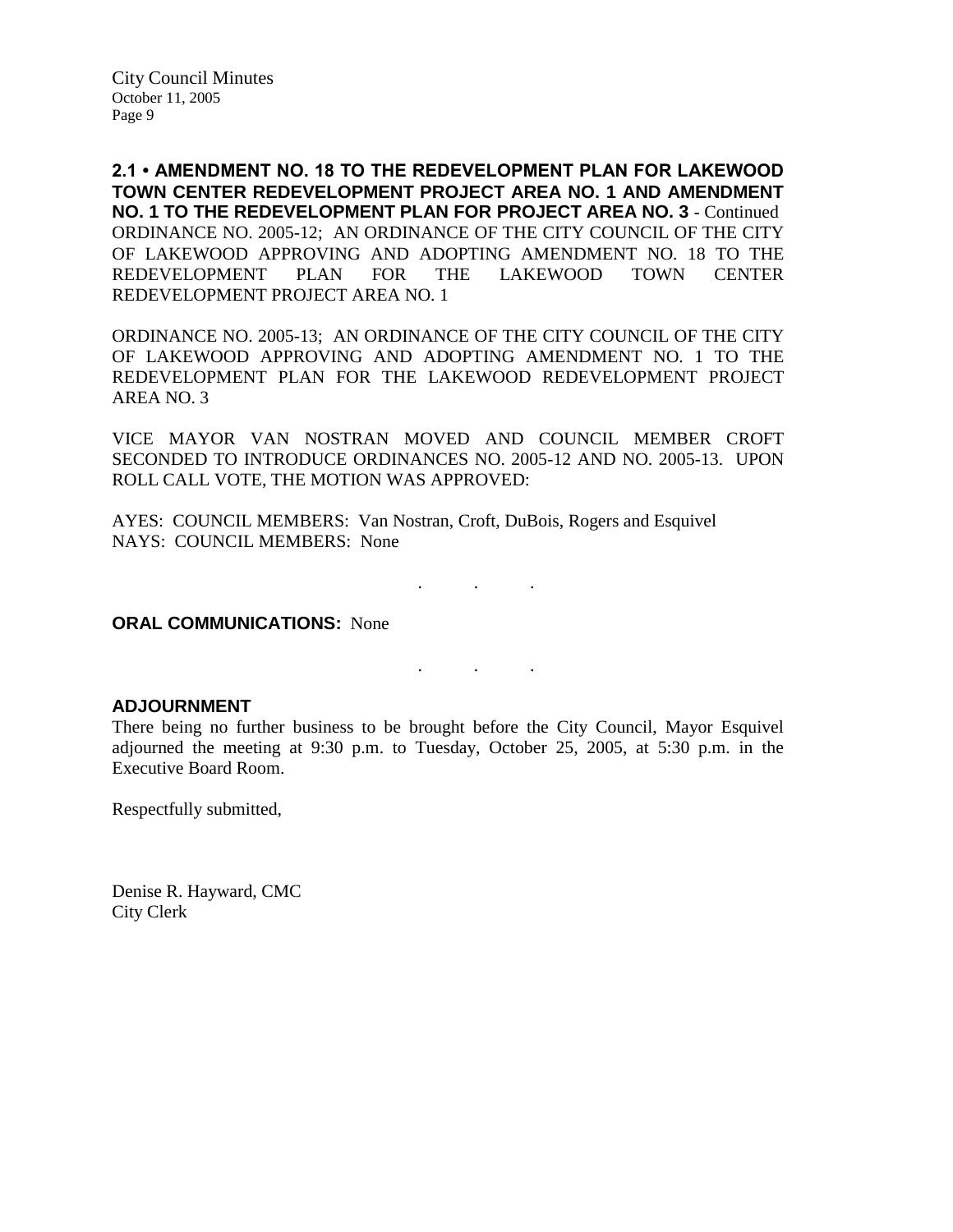**2.1 • AMENDMENT NO. 18 TO THE REDEVELOPMENT PLAN FOR LAKEWOOD TOWN CENTER REDEVELOPMENT PROJECT AREA NO. 1 AND AMENDMENT NO. 1 TO THE REDEVELOPMENT PLAN FOR PROJECT AREA NO. 3** - Continued
ORDINANCE NO. 2005-12; AN ORDINANCE OF THE CITY COUNCIL OF THE CITY OF LAKEWOOD APPROVING AND ADOPTING AMENDMENT NO. 18 TO THE REDEVELOPMENT PLAN FOR THE LAKEWOOD TOWN CENTER REDEVELOPMENT PROJECT AREA NO. 1

ORDINANCE NO. 2005-13; AN ORDINANCE OF THE CITY COUNCIL OF THE CITY OF LAKEWOOD APPROVING AND ADOPTING AMENDMENT NO. 1 TO THE REDEVELOPMENT PLAN FOR THE LAKEWOOD REDEVELOPMENT PROJECT AREA NO. 3

VICE MAYOR VAN NOSTRAN MOVED AND COUNCIL MEMBER CROFT SECONDED TO INTRODUCE ORDINANCES NO. 2005-12 AND NO. 2005-13. UPON ROLL CALL VOTE, THE MOTION WAS APPROVED:

AYES: COUNCIL MEMBERS: Van Nostran, Croft, DuBois, Rogers and Esquivel
NAYS: COUNCIL MEMBERS: None

. . .

**ORAL COMMUNICATIONS:** None

. . .

**ADJOURNMENT**

There being no further business to be brought before the City Council, Mayor Esquivel adjourned the meeting at 9:30 p.m. to Tuesday, October 25, 2005, at 5:30 p.m. in the Executive Board Room.

Respectfully submitted,

Denise R. Hayward, CMC
City Clerk